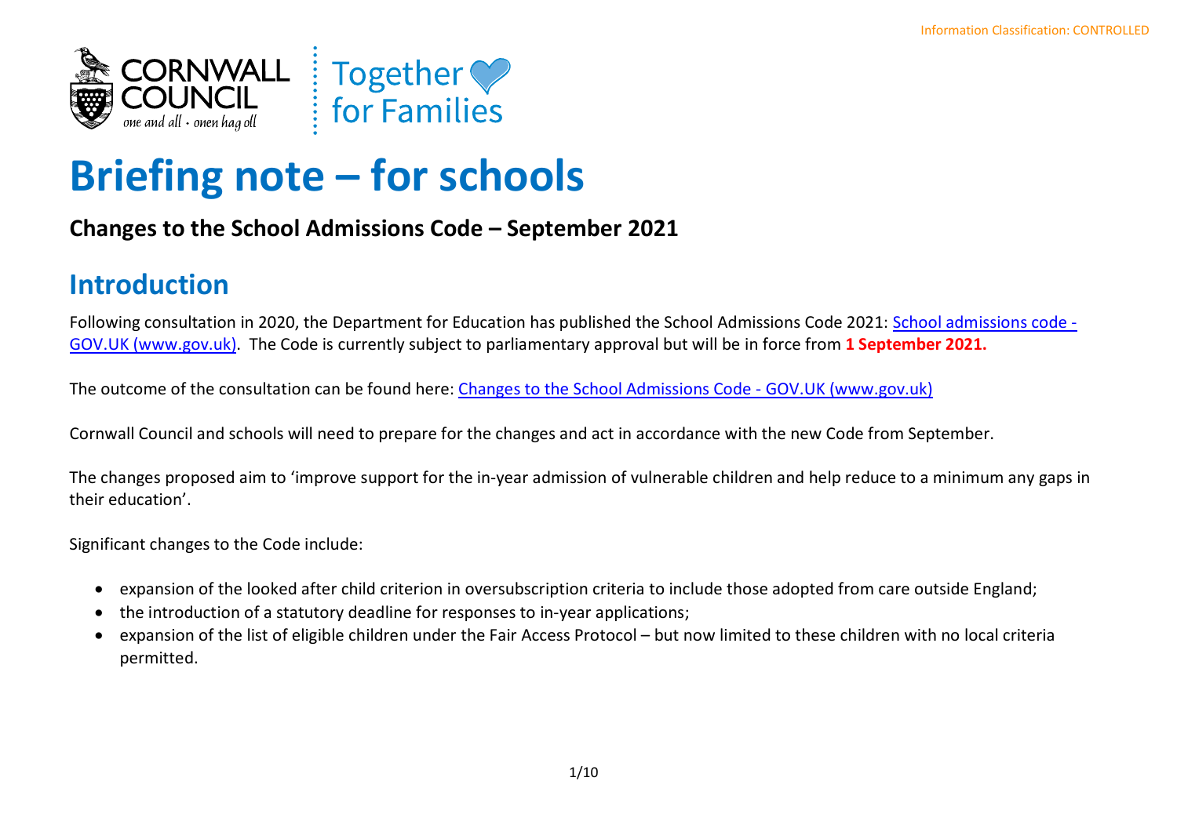Information Classification: CONTROLLED

# Briefing note – for schools

### Changes to the School Admissions Code – September 2021

## Introduction

Following consultation in 2020, the Department for Education has published the School Admissions Code 2021: [School admissions code - GOV.UK (www.gov.uk)](www.gov.uk). The Code is currently subject to parliamentary approval but will be in force from **1 September 2021.**

The outcome of the consultation can be found here: [Changes to the School Admissions Code - GOV.UK (www.gov.uk)](www.gov.uk)

Cornwall Council and schools will need to prepare for the changes and act in accordance with the new Code from September.

The changes proposed aim to 'improve support for the in-year admission of vulnerable children and help reduce to a minimum any gaps in their education'.

Significant changes to the Code include:

- expansion of the looked after child criterion in oversubscription criteria to include those adopted from care outside England;
- the introduction of a statutory deadline for responses to in-year applications;
- expansion of the list of eligible children under the Fair Access Protocol – but now limited to these children with no local criteria permitted.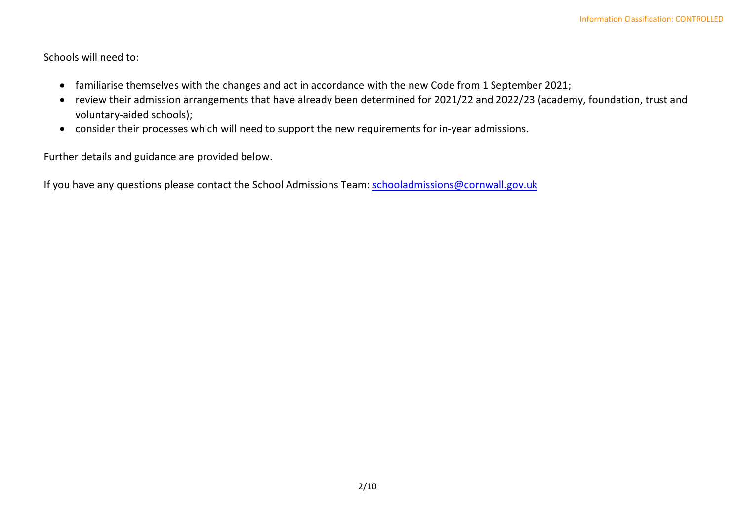Schools will need to:

- familiarise themselves with the changes and act in accordance with the new Code from 1 September 2021;
- review their admission arrangements that have already been determined for 2021/22 and 2022/23 (academy, foundation, trust and voluntary-aided schools);
- consider their processes which will need to support the new requirements for in-year admissions.

Further details and guidance are provided below.

If you have any questions please contact the School Admissions Team: [schooladmissions@cornwall.gov.uk](mailto:schooladmissions@cornwall.gov.uk)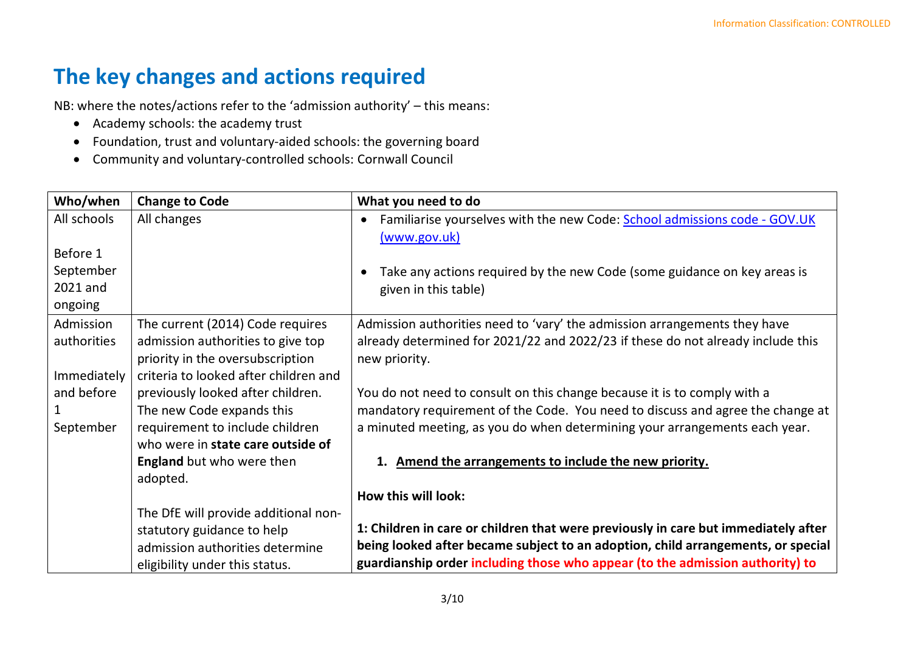# The key changes and actions required

NB: where the notes/actions refer to the 'admission authority' – this means:

- Academy schools: the academy trust
- Foundation, trust and voluntary-aided schools: the governing board
- Community and voluntary-controlled schools: Cornwall Council

| Who/when | Change to Code | What you need to do |
|---|---|---|
| All schools<br><br>Before 1 September 2021 and ongoing | All changes | • Familiarise yourselves with the new Code: [School admissions code - GOV.UK (www.gov.uk)](https://www.gov.uk)<br><br>• Take any actions required by the new Code (some guidance on key areas is given in this table) |
| Admission authorities<br><br>Immediately and before 1 September | The current (2014) Code requires admission authorities to give top priority in the oversubscription criteria to looked after children and previously looked after children. The new Code expands this requirement to include children who were in **state care outside of England** but who were then adopted.<br><br>The DfE will provide additional non-statutory guidance to help admission authorities determine eligibility under this status. | Admission authorities need to 'vary' the admission arrangements they have already determined for 2021/22 and 2022/23 if these do not already include this new priority.<br><br>You do not need to consult on this change because it is to comply with a mandatory requirement of the Code. You need to discuss and agree the change at a minuted meeting, as you do when determining your arrangements each year.<br><br>1. **Amend the arrangements to include the new priority.**<br><br>**How this will look:**<br><br>**1: Children in care or children that were previously in care but immediately after being looked after became subject to an adoption, child arrangements, or special guardianship order including those who appear (to the admission authority) to** |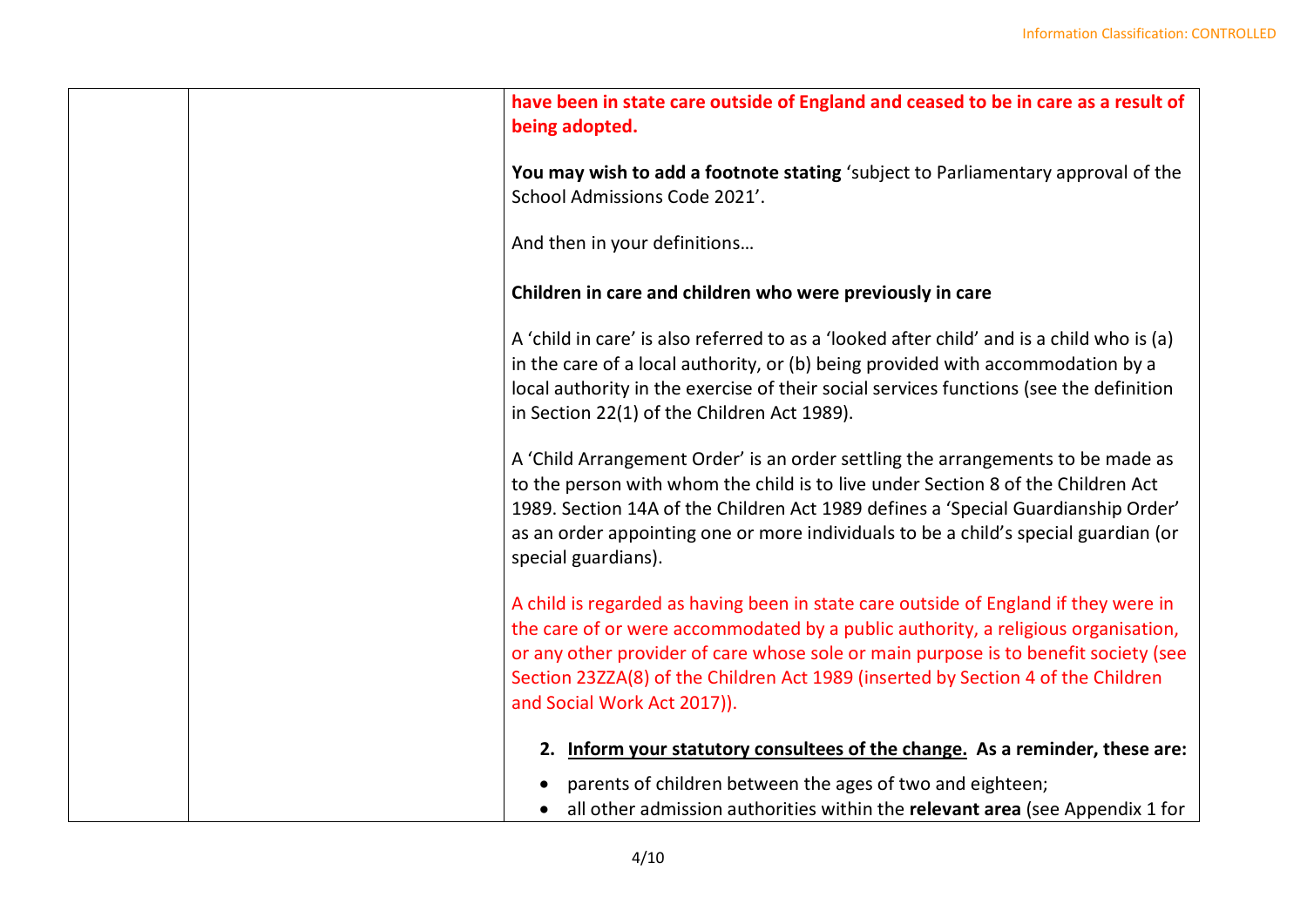| | | **have been in state care outside of England and ceased to be in care as a result of being adopted.**<br><br>**You may wish to add a footnote stating** 'subject to Parliamentary approval of the School Admissions Code 2021'.<br><br>And then in your definitions…<br><br>**Children in care and children who were previously in care**<br><br>A 'child in care' is also referred to as a 'looked after child' and is a child who is (a) in the care of a local authority, or (b) being provided with accommodation by a local authority in the exercise of their social services functions (see the definition in Section 22(1) of the Children Act 1989).<br><br>A 'Child Arrangement Order' is an order settling the arrangements to be made as to the person with whom the child is to live under Section 8 of the Children Act 1989. Section 14A of the Children Act 1989 defines a 'Special Guardianship Order' as an order appointing one or more individuals to be a child's special guardian (or special guardians).<br><br>A child is regarded as having been in state care outside of England if they were in the care of or were accommodated by a public authority, a religious organisation, or any other provider of care whose sole or main purpose is to benefit society (see Section 23ZZA(8) of the Children Act 1989 (inserted by Section 4 of the Children and Social Work Act 2017)).<br><br>**2. <u>Inform your statutory consultees of the change.</u> As a reminder, these are:**<br><br>• parents of children between the ages of two and eighteen;<br>• all other admission authorities within the **relevant area** (see Appendix 1 for |
|---|---|---|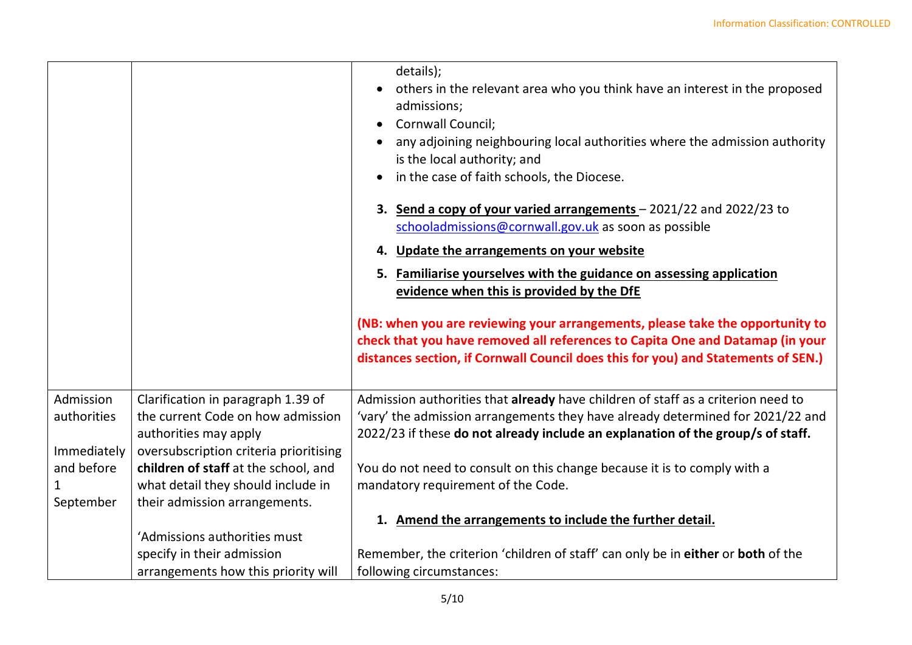| | | |
|---|---|---|
| | | details);<br>• others in the relevant area who you think have an interest in the proposed admissions;<br>• Cornwall Council;<br>• any adjoining neighbouring local authorities where the admission authority is the local authority; and<br>• in the case of faith schools, the Diocese.<br><br>3. **Send a copy of your varied arrangements** – 2021/22 and 2022/23 to schooladmissions@cornwall.gov.uk as soon as possible<br>4. **Update the arrangements on your website**<br>5. **Familiarise yourselves with the guidance on assessing application evidence when this is provided by the DfE**<br><br>**(NB: when you are reviewing your arrangements, please take the opportunity to check that you have removed all references to Capita One and Datamap (in your distances section, if Cornwall Council does this for you) and Statements of SEN.)** |
| Admission authorities<br><br>Immediately and before 1 September | Clarification in paragraph 1.39 of the current Code on how admission authorities may apply oversubscription criteria prioritising **children of staff** at the school, and what detail they should include in their admission arrangements.<br><br>'Admissions authorities must specify in their admission arrangements how this priority will | Admission authorities that **already** have children of staff as a criterion need to 'vary' the admission arrangements they have already determined for 2021/22 and 2022/23 if these **do not already include an explanation of the group/s of staff.**<br><br>You do not need to consult on this change because it is to comply with a mandatory requirement of the Code.<br><br>1. **Amend the arrangements to include the further detail.**<br><br>Remember, the criterion 'children of staff' can only be in **either** or **both** of the following circumstances: |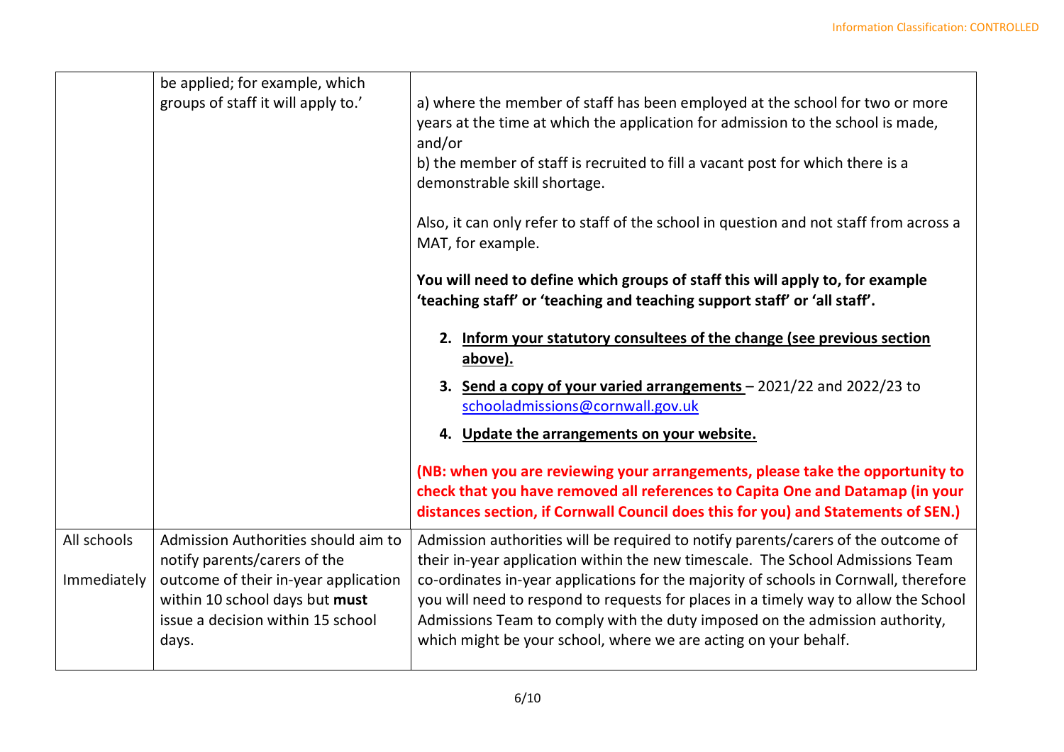|  |  |  |
|---|---|---|
|  | be applied; for example, which groups of staff it will apply to.' | a) where the member of staff has been employed at the school for two or more years at the time at which the application for admission to the school is made, and/or<br>b) the member of staff is recruited to fill a vacant post for which there is a demonstrable skill shortage.<br><br>Also, it can only refer to staff of the school in question and not staff from across a MAT, for example.<br><br>**You will need to define which groups of staff this will apply to, for example 'teaching staff' or 'teaching and teaching support staff' or 'all staff'.**<br><br>2. **Inform your statutory consultees of the change (see previous section above).**<br>3. **Send a copy of your varied arrangements** – 2021/22 and 2022/23 to schooladmissions@cornwall.gov.uk<br>4. **Update the arrangements on your website.**<br><br>**(NB: when you are reviewing your arrangements, please take the opportunity to check that you have removed all references to Capita One and Datamap (in your distances section, if Cornwall Council does this for you) and Statements of SEN.)** |
| All schools<br><br>Immediately | Admission Authorities should aim to notify parents/carers of the outcome of their in-year application within 10 school days but **must** issue a decision within 15 school days. | Admission authorities will be required to notify parents/carers of the outcome of their in-year application within the new timescale. The School Admissions Team co-ordinates in-year applications for the majority of schools in Cornwall, therefore you will need to respond to requests for places in a timely way to allow the School Admissions Team to comply with the duty imposed on the admission authority, which might be your school, where we are acting on your behalf. |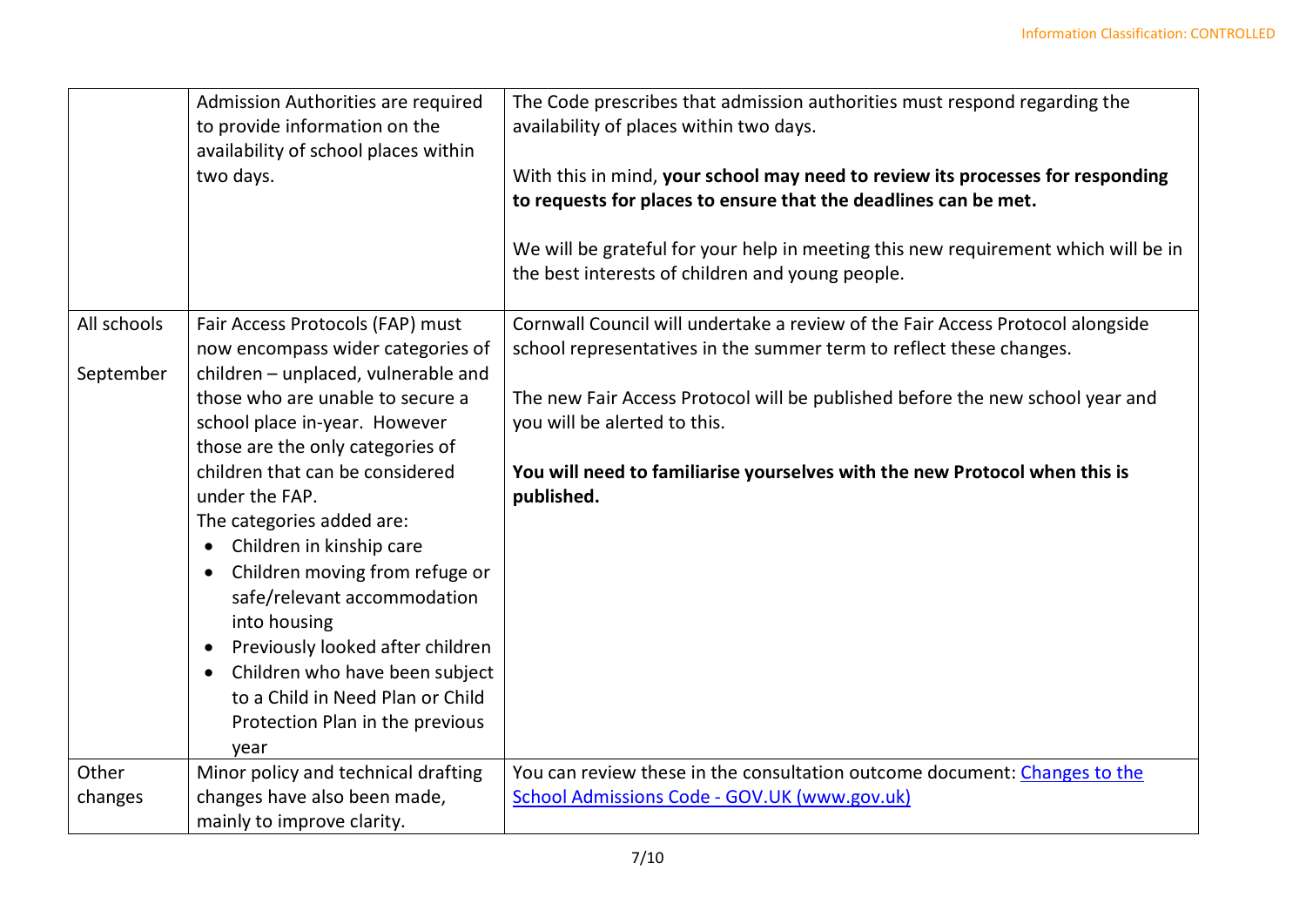|  |  |  |
|---|---|---|
|  | Admission Authorities are required to provide information on the availability of school places within two days. | The Code prescribes that admission authorities must respond regarding the availability of places within two days.<br><br>With this in mind, **your school may need to review its processes for responding to requests for places to ensure that the deadlines can be met.**<br><br>We will be grateful for your help in meeting this new requirement which will be in the best interests of children and young people. |
| All schools<br><br>September | Fair Access Protocols (FAP) must now encompass wider categories of children – unplaced, vulnerable and those who are unable to secure a school place in-year. However those are the only categories of children that can be considered under the FAP.<br>The categories added are:<br>• Children in kinship care<br>• Children moving from refuge or safe/relevant accommodation into housing<br>• Previously looked after children<br>• Children who have been subject to a Child in Need Plan or Child Protection Plan in the previous year | Cornwall Council will undertake a review of the Fair Access Protocol alongside school representatives in the summer term to reflect these changes.<br><br>The new Fair Access Protocol will be published before the new school year and you will be alerted to this.<br><br>**You will need to familiarise yourselves with the new Protocol when this is published.** |
| Other changes | Minor policy and technical drafting changes have also been made, mainly to improve clarity. | You can review these in the consultation outcome document: [Changes to the School Admissions Code - GOV.UK (www.gov.uk)]() |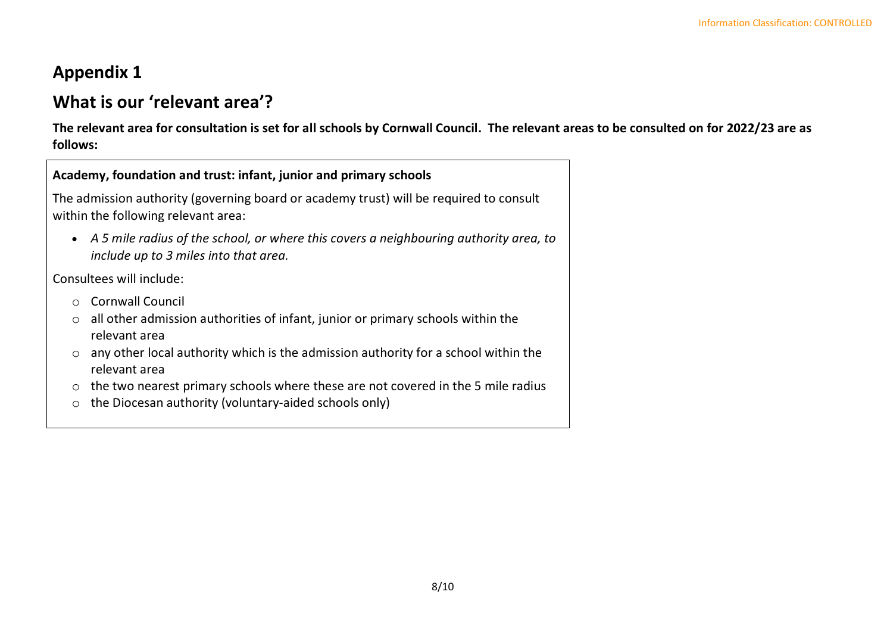# Appendix 1

## What is our 'relevant area'?

**The relevant area for consultation is set for all schools by Cornwall Council. The relevant areas to be consulted on for 2022/23 are as follows:**

**Academy, foundation and trust: infant, junior and primary schools**

The admission authority (governing board or academy trust) will be required to consult within the following relevant area:

- *A 5 mile radius of the school, or where this covers a neighbouring authority area, to include up to 3 miles into that area.*

Consultees will include:

- Cornwall Council
- all other admission authorities of infant, junior or primary schools within the relevant area
- any other local authority which is the admission authority for a school within the relevant area
- the two nearest primary schools where these are not covered in the 5 mile radius
- the Diocesan authority (voluntary-aided schools only)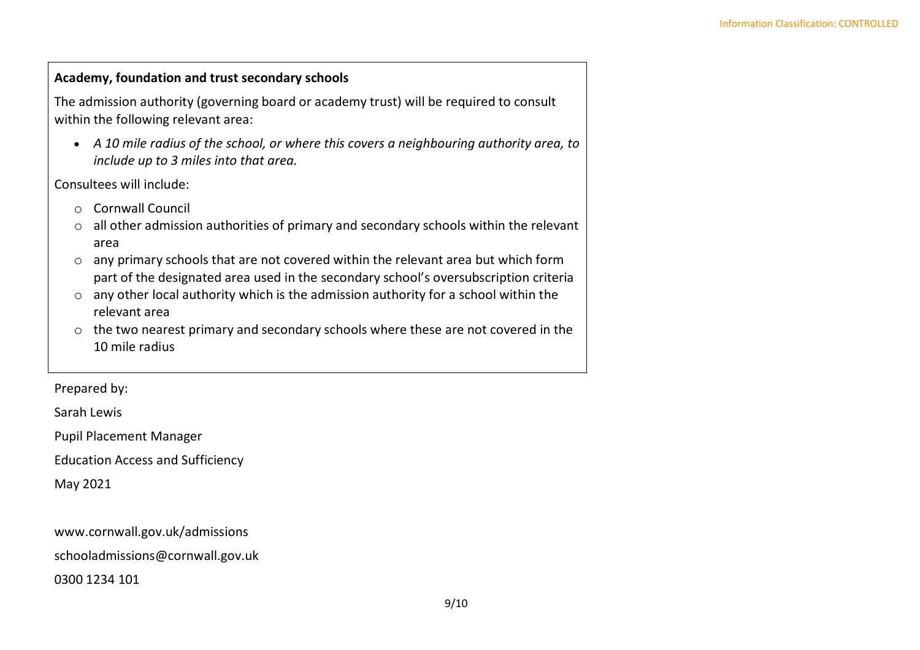**Academy, foundation and trust secondary schools**

The admission authority (governing board or academy trust) will be required to consult within the following relevant area:

- *A 10 mile radius of the school, or where this covers a neighbouring authority area, to include up to 3 miles into that area.*

Consultees will include:

- Cornwall Council
- all other admission authorities of primary and secondary schools within the relevant area
- any primary schools that are not covered within the relevant area but which form part of the designated area used in the secondary school's oversubscription criteria
- any other local authority which is the admission authority for a school within the relevant area
- the two nearest primary and secondary schools where these are not covered in the 10 mile radius

Prepared by:

Sarah Lewis

Pupil Placement Manager

Education Access and Sufficiency

May 2021

www.cornwall.gov.uk/admissions

schooladmissions@cornwall.gov.uk

0300 1234 101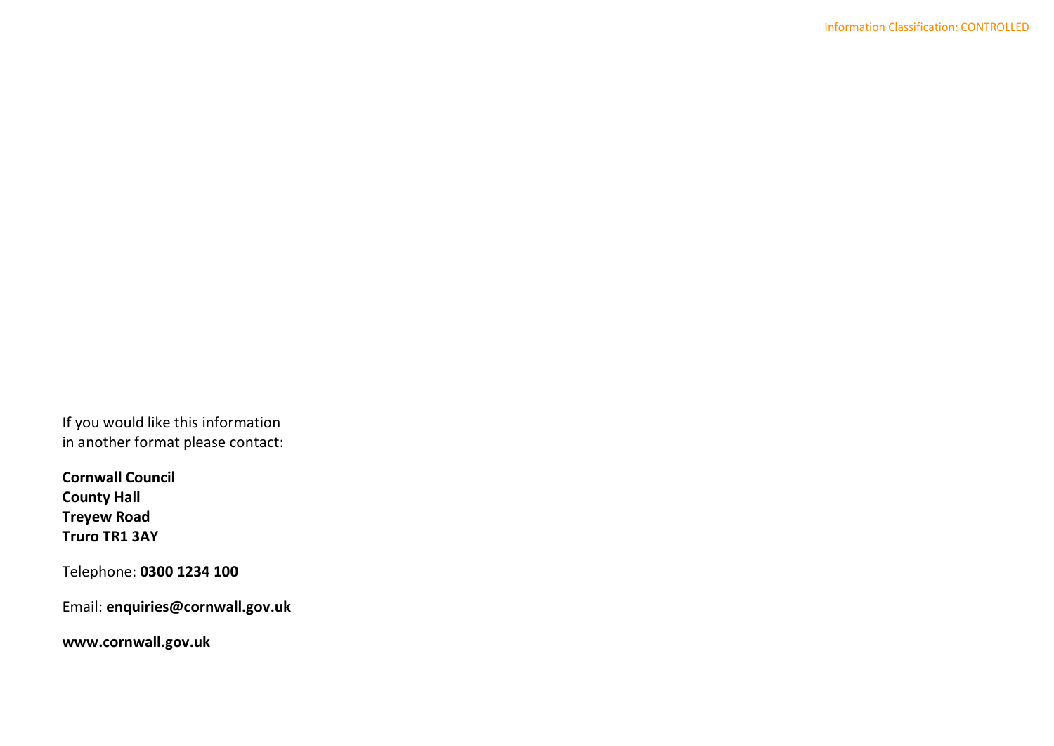Information Classification: CONTROLLED

If you would like this information
in another format please contact:

**Cornwall Council**
**County Hall**
**Treyew Road**
**Truro TR1 3AY**

Telephone: **0300 1234 100**

Email: **enquiries@cornwall.gov.uk**

**www.cornwall.gov.uk**